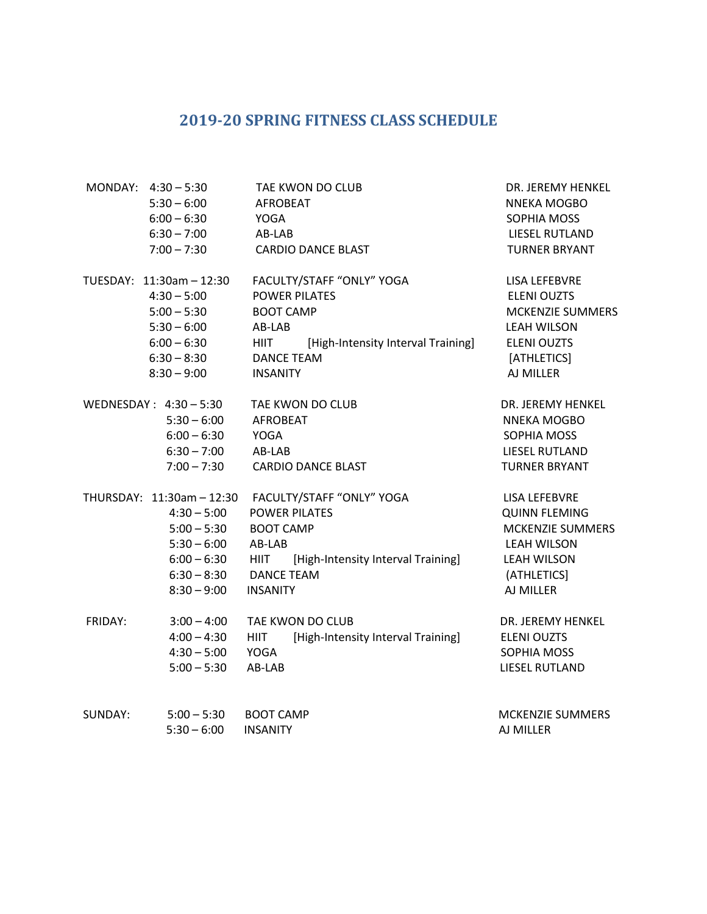# 2019-20 SPRING FITNESS CLASS SCHEDULE

| Day | Time | Class | Instructor |
|---|---|---|---|
| MONDAY: | 4:30 – 5:30 | TAE KWON DO CLUB | DR. JEREMY HENKEL |
| | 5:30 – 6:00 | AFROBEAT | NNEKA MOGBO |
| | 6:00 – 6:30 | YOGA | SOPHIA MOSS |
| | 6:30 – 7:00 | AB-LAB | LIESEL RUTLAND |
| | 7:00 – 7:30 | CARDIO DANCE BLAST | TURNER BRYANT |
| TUESDAY: | 11:30am – 12:30 | FACULTY/STAFF "ONLY" YOGA | LISA LEFEBVRE |
| | 4:30 – 5:00 | POWER PILATES | ELENI OUZTS |
| | 5:00 – 5:30 | BOOT CAMP | MCKENZIE SUMMERS |
| | 5:30 – 6:00 | AB-LAB | LEAH WILSON |
| | 6:00 – 6:30 | HIIT [High-Intensity Interval Training] | ELENI OUZTS |
| | 6:30 – 8:30 | DANCE TEAM | [ATHLETICS] |
| | 8:30 – 9:00 | INSANITY | AJ MILLER |
| WEDNESDAY : | 4:30 – 5:30 | TAE KWON DO CLUB | DR. JEREMY HENKEL |
| | 5:30 – 6:00 | AFROBEAT | NNEKA MOGBO |
| | 6:00 – 6:30 | YOGA | SOPHIA MOSS |
| | 6:30 – 7:00 | AB-LAB | LIESEL RUTLAND |
| | 7:00 – 7:30 | CARDIO DANCE BLAST | TURNER BRYANT |
| THURSDAY: | 11:30am – 12:30 | FACULTY/STAFF "ONLY" YOGA | LISA LEFEBVRE |
| | 4:30 – 5:00 | POWER PILATES | QUINN FLEMING |
| | 5:00 – 5:30 | BOOT CAMP | MCKENZIE SUMMERS |
| | 5:30 – 6:00 | AB-LAB | LEAH WILSON |
| | 6:00 – 6:30 | HIIT [High-Intensity Interval Training] | LEAH WILSON |
| | 6:30 – 8:30 | DANCE TEAM | (ATHLETICS] |
| | 8:30 – 9:00 | INSANITY | AJ MILLER |
| FRIDAY: | 3:00 – 4:00 | TAE KWON DO CLUB | DR. JEREMY HENKEL |
| | 4:00 – 4:30 | HIIT [High-Intensity Interval Training] | ELENI OUZTS |
| | 4:30 – 5:00 | YOGA | SOPHIA MOSS |
| | 5:00 – 5:30 | AB-LAB | LIESEL RUTLAND |
| SUNDAY: | 5:00 – 5:30 | BOOT CAMP | MCKENZIE SUMMERS |
| | 5:30 – 6:00 | INSANITY | AJ MILLER |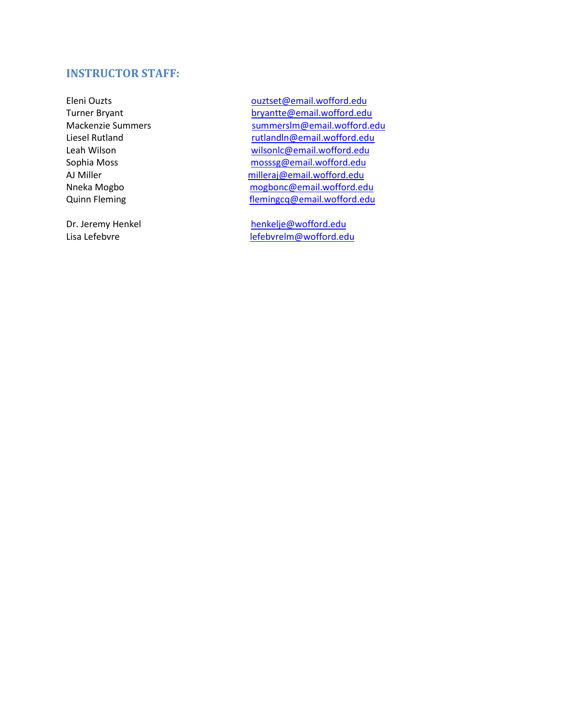## INSTRUCTOR STAFF:

| | |
|---|---|
| Eleni Ouzts | ouztset@email.wofford.edu |
| Turner Bryant | bryantte@email.wofford.edu |
| Mackenzie Summers | summerslm@email.wofford.edu |
| Liesel Rutland | rutlandln@email.wofford.edu |
| Leah Wilson | wilsonlc@email.wofford.edu |
| Sophia Moss | mosssg@email.wofford.edu |
| AJ Miller | milleraj@email.wofford.edu |
| Nneka Mogbo | mogbonc@email.wofford.edu |
| Quinn Fleming | flemingcq@email.wofford.edu |
| | |
| Dr. Jeremy Henkel | henkelje@wofford.edu |
| Lisa Lefebvre | lefebvrelm@wofford.edu |